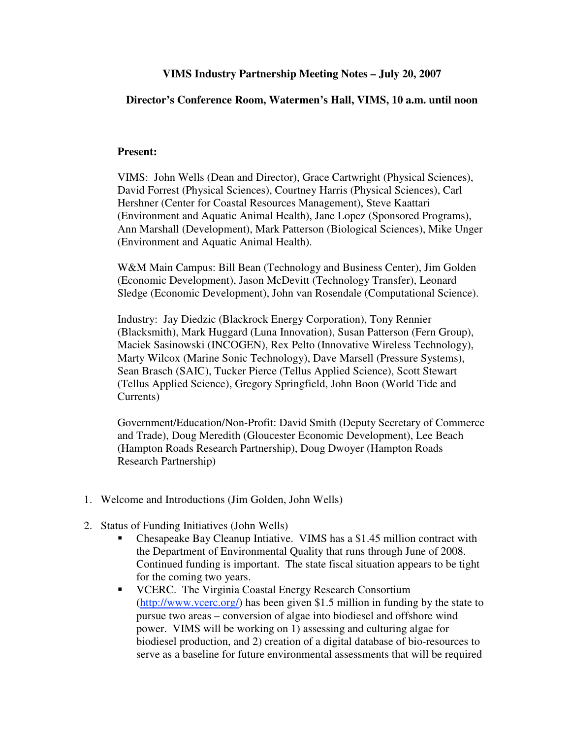**VIMS Industry Partnership Meeting Notes – July 20, 2007**

**Director's Conference Room, Watermen's Hall, VIMS, 10 a.m. until noon**

**Present:**

VIMS: John Wells (Dean and Director), Grace Cartwright (Physical Sciences), David Forrest (Physical Sciences), Courtney Harris (Physical Sciences), Carl Hershner (Center for Coastal Resources Management), Steve Kaattari (Environment and Aquatic Animal Health), Jane Lopez (Sponsored Programs), Ann Marshall (Development), Mark Patterson (Biological Sciences), Mike Unger (Environment and Aquatic Animal Health).

W&M Main Campus: Bill Bean (Technology and Business Center), Jim Golden (Economic Development), Jason McDevitt (Technology Transfer), Leonard Sledge (Economic Development), John van Rosendale (Computational Science).

Industry: Jay Diedzic (Blackrock Energy Corporation), Tony Rennier (Blacksmith), Mark Huggard (Luna Innovation), Susan Patterson (Fern Group), Maciek Sasinowski (INCOGEN), Rex Pelto (Innovative Wireless Technology), Marty Wilcox (Marine Sonic Technology), Dave Marsell (Pressure Systems), Sean Brasch (SAIC), Tucker Pierce (Tellus Applied Science), Scott Stewart (Tellus Applied Science), Gregory Springfield, John Boon (World Tide and Currents)

Government/Education/Non-Profit: David Smith (Deputy Secretary of Commerce and Trade), Doug Meredith (Gloucester Economic Development), Lee Beach (Hampton Roads Research Partnership), Doug Dwoyer (Hampton Roads Research Partnership)

1. Welcome and Introductions (Jim Golden, John Wells)
2. Status of Funding Initiatives (John Wells)
   - Chesapeake Bay Cleanup Intiative. VIMS has a $1.45 million contract with the Department of Environmental Quality that runs through June of 2008. Continued funding is important. The state fiscal situation appears to be tight for the coming two years.
   - VCERC. The Virginia Coastal Energy Research Consortium (http://www.vcerc.org/) has been given $1.5 million in funding by the state to pursue two areas – conversion of algae into biodiesel and offshore wind power. VIMS will be working on 1) assessing and culturing algae for biodiesel production, and 2) creation of a digital database of bio-resources to serve as a baseline for future environmental assessments that will be required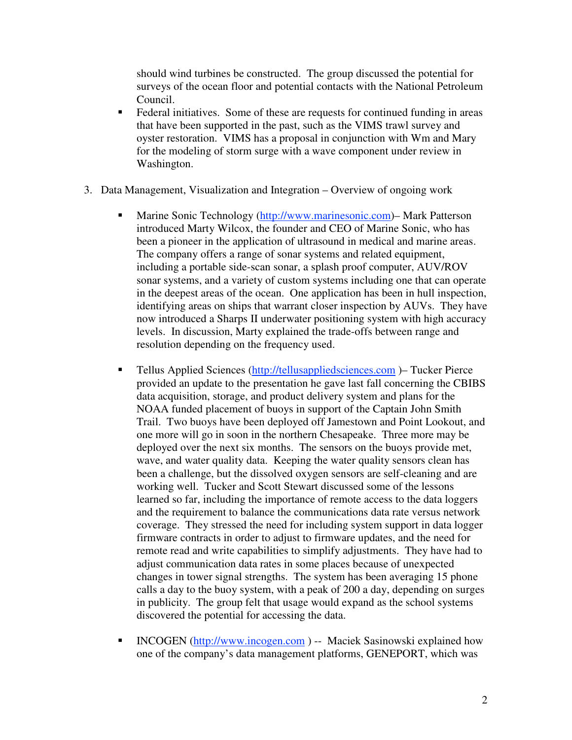should wind turbines be constructed. The group discussed the potential for surveys of the ocean floor and potential contacts with the National Petroleum Council.

- Federal initiatives. Some of these are requests for continued funding in areas that have been supported in the past, such as the VIMS trawl survey and oyster restoration. VIMS has a proposal in conjunction with Wm and Mary for the modeling of storm surge with a wave component under review in Washington.

3. Data Management, Visualization and Integration – Overview of ongoing work

   - Marine Sonic Technology (http://www.marinesonic.com)– Mark Patterson introduced Marty Wilcox, the founder and CEO of Marine Sonic, who has been a pioneer in the application of ultrasound in medical and marine areas. The company offers a range of sonar systems and related equipment, including a portable side-scan sonar, a splash proof computer, AUV/ROV sonar systems, and a variety of custom systems including one that can operate in the deepest areas of the ocean. One application has been in hull inspection, identifying areas on ships that warrant closer inspection by AUVs. They have now introduced a Sharps II underwater positioning system with high accuracy levels. In discussion, Marty explained the trade-offs between range and resolution depending on the frequency used.

   - Tellus Applied Sciences (http://tellusappliedsciences.com )– Tucker Pierce provided an update to the presentation he gave last fall concerning the CBIBS data acquisition, storage, and product delivery system and plans for the NOAA funded placement of buoys in support of the Captain John Smith Trail. Two buoys have been deployed off Jamestown and Point Lookout, and one more will go in soon in the northern Chesapeake. Three more may be deployed over the next six months. The sensors on the buoys provide met, wave, and water quality data. Keeping the water quality sensors clean has been a challenge, but the dissolved oxygen sensors are self-cleaning and are working well. Tucker and Scott Stewart discussed some of the lessons learned so far, including the importance of remote access to the data loggers and the requirement to balance the communications data rate versus network coverage. They stressed the need for including system support in data logger firmware contracts in order to adjust to firmware updates, and the need for remote read and write capabilities to simplify adjustments. They have had to adjust communication data rates in some places because of unexpected changes in tower signal strengths. The system has been averaging 15 phone calls a day to the buoy system, with a peak of 200 a day, depending on surges in publicity. The group felt that usage would expand as the school systems discovered the potential for accessing the data.

   - INCOGEN (http://www.incogen.com ) -- Maciek Sasinowski explained how one of the company's data management platforms, GENEPORT, which was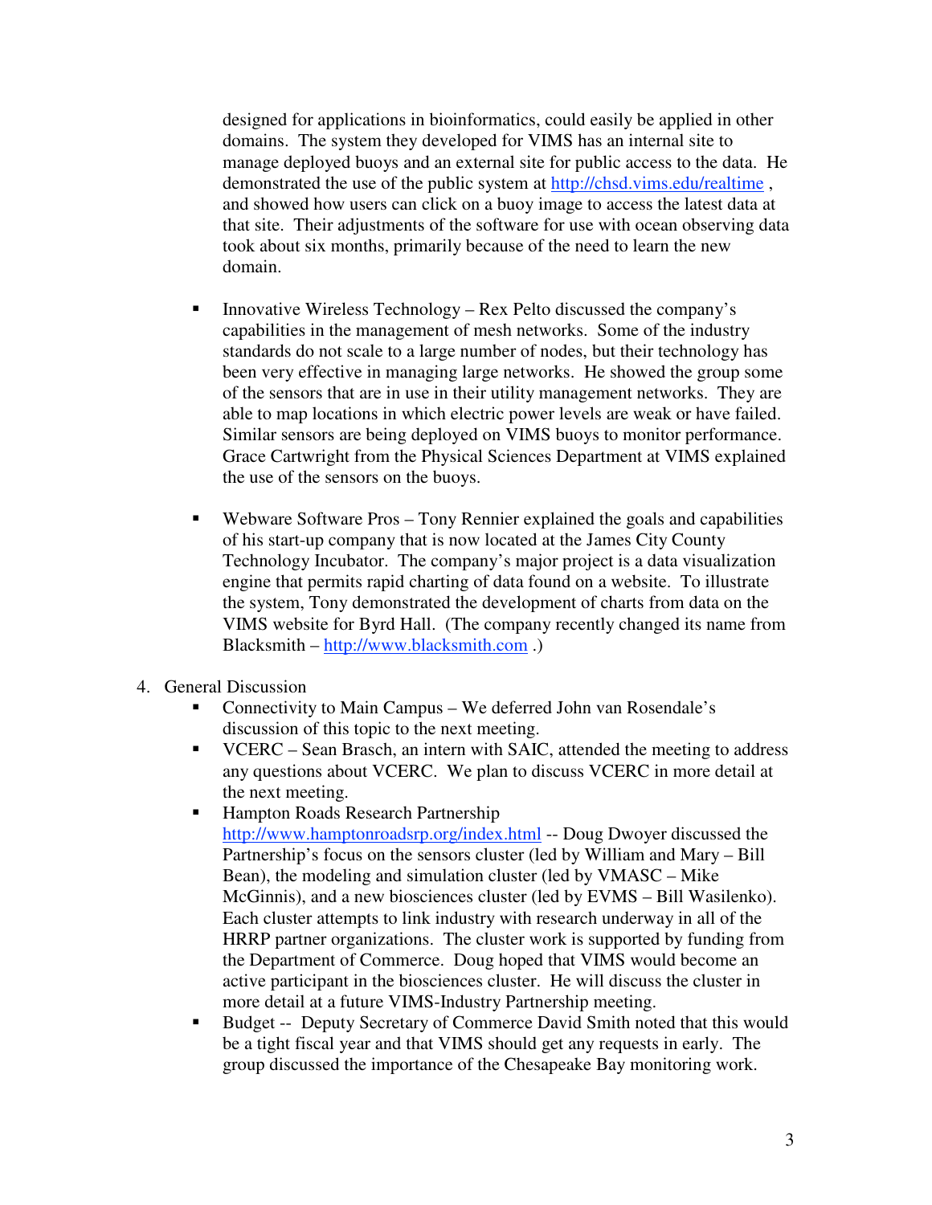designed for applications in bioinformatics, could easily be applied in other domains. The system they developed for VIMS has an internal site to manage deployed buoys and an external site for public access to the data. He demonstrated the use of the public system at http://chsd.vims.edu/realtime , and showed how users can click on a buoy image to access the latest data at that site. Their adjustments of the software for use with ocean observing data took about six months, primarily because of the need to learn the new domain.

- Innovative Wireless Technology – Rex Pelto discussed the company's capabilities in the management of mesh networks. Some of the industry standards do not scale to a large number of nodes, but their technology has been very effective in managing large networks. He showed the group some of the sensors that are in use in their utility management networks. They are able to map locations in which electric power levels are weak or have failed. Similar sensors are being deployed on VIMS buoys to monitor performance. Grace Cartwright from the Physical Sciences Department at VIMS explained the use of the sensors on the buoys.

- Webware Software Pros – Tony Rennier explained the goals and capabilities of his start-up company that is now located at the James City County Technology Incubator. The company's major project is a data visualization engine that permits rapid charting of data found on a website. To illustrate the system, Tony demonstrated the development of charts from data on the VIMS website for Byrd Hall. (The company recently changed its name from Blacksmith – http://www.blacksmith.com .)

4. General Discussion
   - Connectivity to Main Campus – We deferred John van Rosendale's discussion of this topic to the next meeting.
   - VCERC – Sean Brasch, an intern with SAIC, attended the meeting to address any questions about VCERC. We plan to discuss VCERC in more detail at the next meeting.
   - Hampton Roads Research Partnership http://www.hamptonroadsrp.org/index.html -- Doug Dwoyer discussed the Partnership's focus on the sensors cluster (led by William and Mary – Bill Bean), the modeling and simulation cluster (led by VMASC – Mike McGinnis), and a new biosciences cluster (led by EVMS – Bill Wasilenko). Each cluster attempts to link industry with research underway in all of the HRRP partner organizations. The cluster work is supported by funding from the Department of Commerce. Doug hoped that VIMS would become an active participant in the biosciences cluster. He will discuss the cluster in more detail at a future VIMS-Industry Partnership meeting.
   - Budget -- Deputy Secretary of Commerce David Smith noted that this would be a tight fiscal year and that VIMS should get any requests in early. The group discussed the importance of the Chesapeake Bay monitoring work.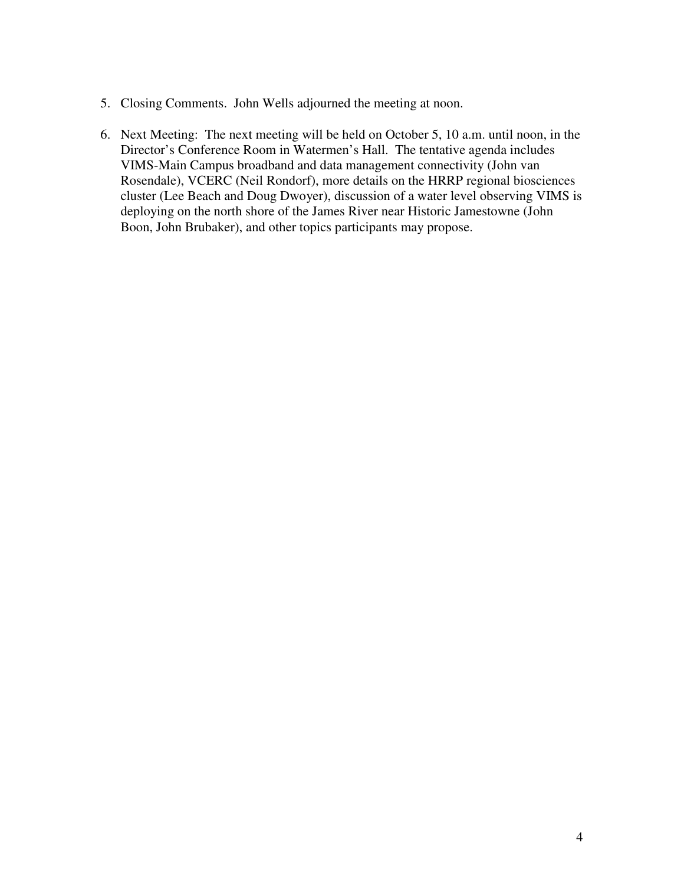5. Closing Comments. John Wells adjourned the meeting at noon.

6. Next Meeting: The next meeting will be held on October 5, 10 a.m. until noon, in the Director's Conference Room in Watermen's Hall. The tentative agenda includes VIMS-Main Campus broadband and data management connectivity (John van Rosendale), VCERC (Neil Rondorf), more details on the HRRP regional biosciences cluster (Lee Beach and Doug Dwoyer), discussion of a water level observing VIMS is deploying on the north shore of the James River near Historic Jamestowne (John Boon, John Brubaker), and other topics participants may propose.